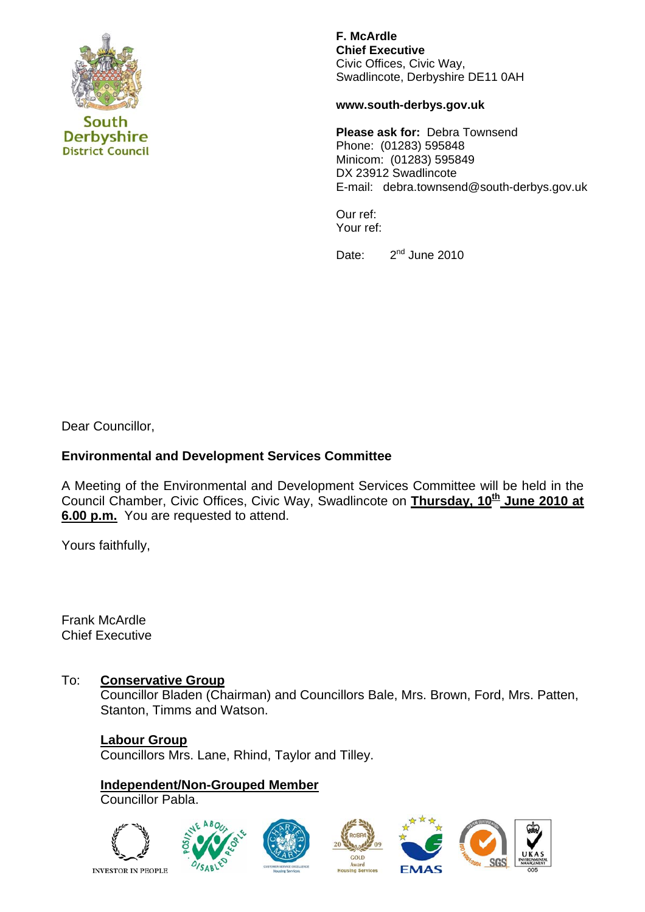South Derbyshire District Council

**F. McArdle**
**Chief Executive**
Civic Offices, Civic Way,
Swadlincote, Derbyshire DE11 0AH

**www.south-derbys.gov.uk**

**Please ask for:** Debra Townsend
Phone: (01283) 595848
Minicom: (01283) 595849
DX 23912 Swadlincote
E-mail: debra.townsend@south-derbys.gov.uk

Our ref:
Your ref:

Date: 2nd June 2010

Dear Councillor,

**Environmental and Development Services Committee**

A Meeting of the Environmental and Development Services Committee will be held in the Council Chamber, Civic Offices, Civic Way, Swadlincote on **Thursday, 10th June 2010 at 6.00 p.m.** You are requested to attend.

Yours faithfully,

Frank McArdle
Chief Executive

To: **Conservative Group**
Councillor Bladen (Chairman) and Councillors Bale, Mrs. Brown, Ford, Mrs. Patten, Stanton, Timms and Watson.

**Labour Group**
Councillors Mrs. Lane, Rhind, Taylor and Tilley.

**Independent/Non-Grouped Member**
Councillor Pabla.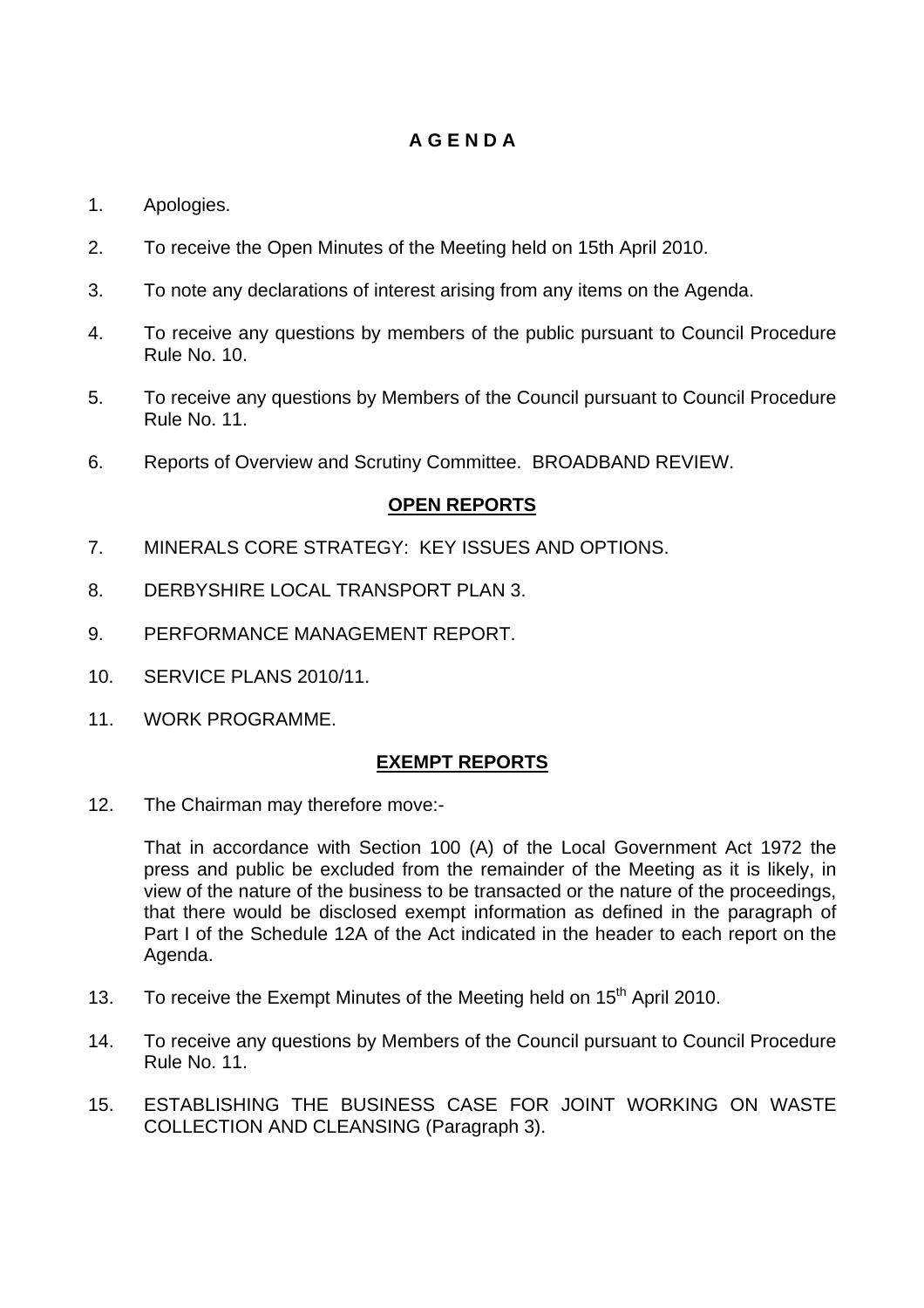# A G E N D A

1. Apologies.

2. To receive the Open Minutes of the Meeting held on 15th April 2010.

3. To note any declarations of interest arising from any items on the Agenda.

4. To receive any questions by members of the public pursuant to Council Procedure Rule No. 10.

5. To receive any questions by Members of the Council pursuant to Council Procedure Rule No. 11.

6. Reports of Overview and Scrutiny Committee. BROADBAND REVIEW.

## OPEN REPORTS

7. MINERALS CORE STRATEGY: KEY ISSUES AND OPTIONS.

8. DERBYSHIRE LOCAL TRANSPORT PLAN 3.

9. PERFORMANCE MANAGEMENT REPORT.

10. SERVICE PLANS 2010/11.

11. WORK PROGRAMME.

## EXEMPT REPORTS

12. The Chairman may therefore move:-

    That in accordance with Section 100 (A) of the Local Government Act 1972 the press and public be excluded from the remainder of the Meeting as it is likely, in view of the nature of the business to be transacted or the nature of the proceedings, that there would be disclosed exempt information as defined in the paragraph of Part I of the Schedule 12A of the Act indicated in the header to each report on the Agenda.

13. To receive the Exempt Minutes of the Meeting held on 15th April 2010.

14. To receive any questions by Members of the Council pursuant to Council Procedure Rule No. 11.

15. ESTABLISHING THE BUSINESS CASE FOR JOINT WORKING ON WASTE COLLECTION AND CLEANSING (Paragraph 3).